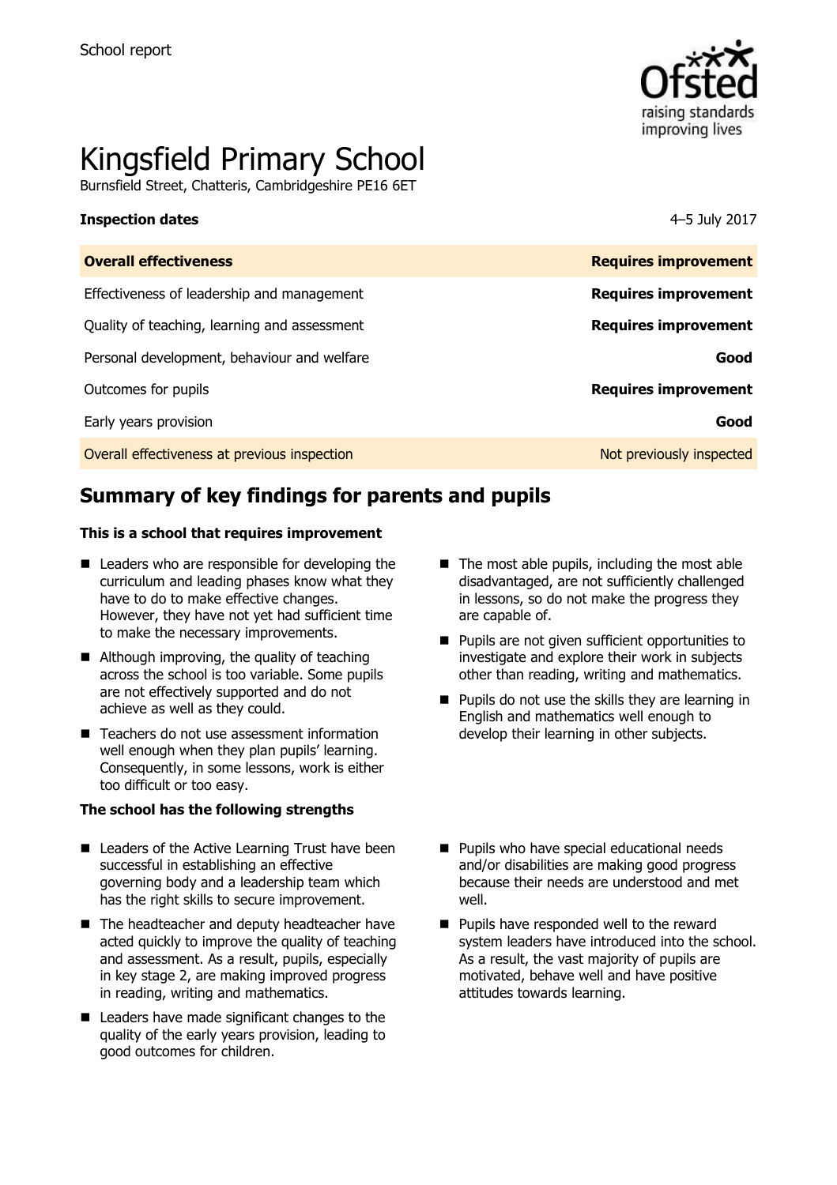School report

# Kingsfield Primary School

Burnsfield Street, Chatteris, Cambridgeshire PE16 6ET

| **Inspection dates** | 4–5 July 2017 |
|---|---|
| **Overall effectiveness** | **Requires improvement** |
| Effectiveness of leadership and management | **Requires improvement** |
| Quality of teaching, learning and assessment | **Requires improvement** |
| Personal development, behaviour and welfare | **Good** |
| Outcomes for pupils | **Requires improvement** |
| Early years provision | **Good** |
| Overall effectiveness at previous inspection | Not previously inspected |

## Summary of key findings for parents and pupils

**This is a school that requires improvement**

- Leaders who are responsible for developing the curriculum and leading phases know what they have to do to make effective changes. However, they have not yet had sufficient time to make the necessary improvements.
- Although improving, the quality of teaching across the school is too variable. Some pupils are not effectively supported and do not achieve as well as they could.
- Teachers do not use assessment information well enough when they plan pupils' learning. Consequently, in some lessons, work is either too difficult or too easy.
- The most able pupils, including the most able disadvantaged, are not sufficiently challenged in lessons, so do not make the progress they are capable of.
- Pupils are not given sufficient opportunities to investigate and explore their work in subjects other than reading, writing and mathematics.
- Pupils do not use the skills they are learning in English and mathematics well enough to develop their learning in other subjects.

**The school has the following strengths**

- Leaders of the Active Learning Trust have been successful in establishing an effective governing body and a leadership team which has the right skills to secure improvement.
- The headteacher and deputy headteacher have acted quickly to improve the quality of teaching and assessment. As a result, pupils, especially in key stage 2, are making improved progress in reading, writing and mathematics.
- Leaders have made significant changes to the quality of the early years provision, leading to good outcomes for children.
- Pupils who have special educational needs and/or disabilities are making good progress because their needs are understood and met well.
- Pupils have responded well to the reward system leaders have introduced into the school. As a result, the vast majority of pupils are motivated, behave well and have positive attitudes towards learning.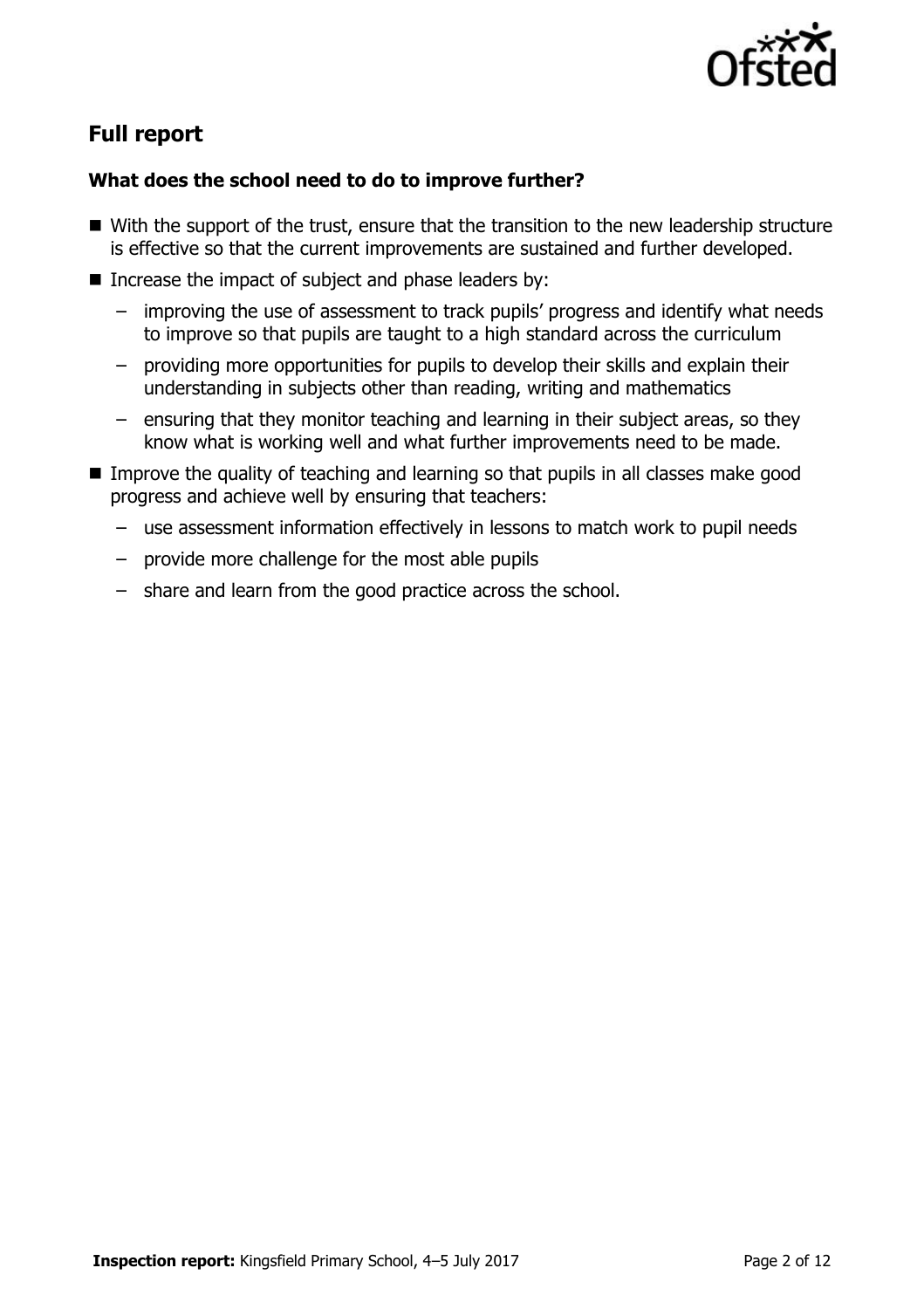## Full report

### What does the school need to do to improve further?

- With the support of the trust, ensure that the transition to the new leadership structure is effective so that the current improvements are sustained and further developed.
- Increase the impact of subject and phase leaders by:
  - improving the use of assessment to track pupils' progress and identify what needs to improve so that pupils are taught to a high standard across the curriculum
  - providing more opportunities for pupils to develop their skills and explain their understanding in subjects other than reading, writing and mathematics
  - ensuring that they monitor teaching and learning in their subject areas, so they know what is working well and what further improvements need to be made.
- Improve the quality of teaching and learning so that pupils in all classes make good progress and achieve well by ensuring that teachers:
  - use assessment information effectively in lessons to match work to pupil needs
  - provide more challenge for the most able pupils
  - share and learn from the good practice across the school.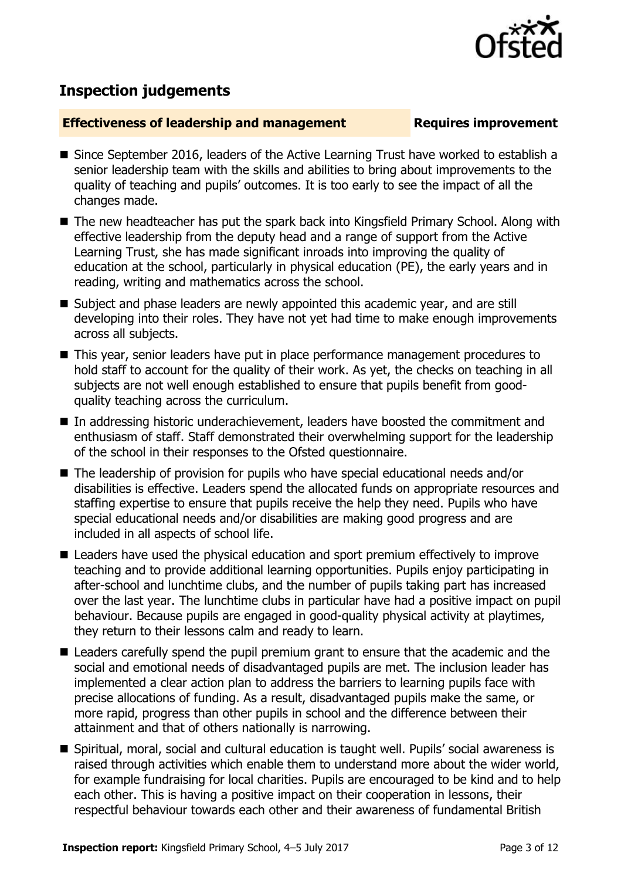## Inspection judgements

**Effectiveness of leadership and management** **Requires improvement**

- Since September 2016, leaders of the Active Learning Trust have worked to establish a senior leadership team with the skills and abilities to bring about improvements to the quality of teaching and pupils' outcomes. It is too early to see the impact of all the changes made.
- The new headteacher has put the spark back into Kingsfield Primary School. Along with effective leadership from the deputy head and a range of support from the Active Learning Trust, she has made significant inroads into improving the quality of education at the school, particularly in physical education (PE), the early years and in reading, writing and mathematics across the school.
- Subject and phase leaders are newly appointed this academic year, and are still developing into their roles. They have not yet had time to make enough improvements across all subjects.
- This year, senior leaders have put in place performance management procedures to hold staff to account for the quality of their work. As yet, the checks on teaching in all subjects are not well enough established to ensure that pupils benefit from good-quality teaching across the curriculum.
- In addressing historic underachievement, leaders have boosted the commitment and enthusiasm of staff. Staff demonstrated their overwhelming support for the leadership of the school in their responses to the Ofsted questionnaire.
- The leadership of provision for pupils who have special educational needs and/or disabilities is effective. Leaders spend the allocated funds on appropriate resources and staffing expertise to ensure that pupils receive the help they need. Pupils who have special educational needs and/or disabilities are making good progress and are included in all aspects of school life.
- Leaders have used the physical education and sport premium effectively to improve teaching and to provide additional learning opportunities. Pupils enjoy participating in after-school and lunchtime clubs, and the number of pupils taking part has increased over the last year. The lunchtime clubs in particular have had a positive impact on pupil behaviour. Because pupils are engaged in good-quality physical activity at playtimes, they return to their lessons calm and ready to learn.
- Leaders carefully spend the pupil premium grant to ensure that the academic and the social and emotional needs of disadvantaged pupils are met. The inclusion leader has implemented a clear action plan to address the barriers to learning pupils face with precise allocations of funding. As a result, disadvantaged pupils make the same, or more rapid, progress than other pupils in school and the difference between their attainment and that of others nationally is narrowing.
- Spiritual, moral, social and cultural education is taught well. Pupils' social awareness is raised through activities which enable them to understand more about the wider world, for example fundraising for local charities. Pupils are encouraged to be kind and to help each other. This is having a positive impact on their cooperation in lessons, their respectful behaviour towards each other and their awareness of fundamental British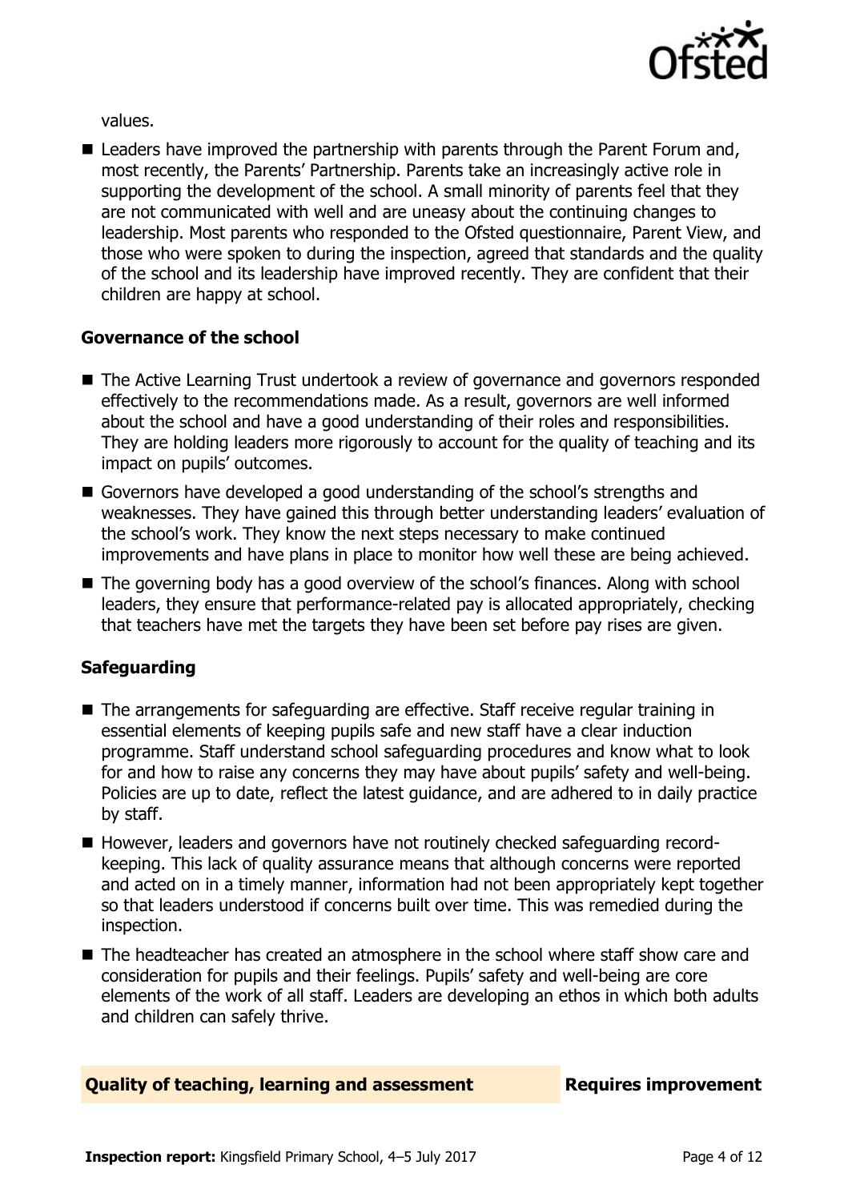values.

- Leaders have improved the partnership with parents through the Parent Forum and, most recently, the Parents' Partnership. Parents take an increasingly active role in supporting the development of the school. A small minority of parents feel that they are not communicated with well and are uneasy about the continuing changes to leadership. Most parents who responded to the Ofsted questionnaire, Parent View, and those who were spoken to during the inspection, agreed that standards and the quality of the school and its leadership have improved recently. They are confident that their children are happy at school.

### Governance of the school

- The Active Learning Trust undertook a review of governance and governors responded effectively to the recommendations made. As a result, governors are well informed about the school and have a good understanding of their roles and responsibilities. They are holding leaders more rigorously to account for the quality of teaching and its impact on pupils' outcomes.
- Governors have developed a good understanding of the school's strengths and weaknesses. They have gained this through better understanding leaders' evaluation of the school's work. They know the next steps necessary to make continued improvements and have plans in place to monitor how well these are being achieved.
- The governing body has a good overview of the school's finances. Along with school leaders, they ensure that performance-related pay is allocated appropriately, checking that teachers have met the targets they have been set before pay rises are given.

### Safeguarding

- The arrangements for safeguarding are effective. Staff receive regular training in essential elements of keeping pupils safe and new staff have a clear induction programme. Staff understand school safeguarding procedures and know what to look for and how to raise any concerns they may have about pupils' safety and well-being. Policies are up to date, reflect the latest guidance, and are adhered to in daily practice by staff.
- However, leaders and governors have not routinely checked safeguarding record-keeping. This lack of quality assurance means that although concerns were reported and acted on in a timely manner, information had not been appropriately kept together so that leaders understood if concerns built over time. This was remedied during the inspection.
- The headteacher has created an atmosphere in the school where staff show care and consideration for pupils and their feelings. Pupils' safety and well-being are core elements of the work of all staff. Leaders are developing an ethos in which both adults and children can safely thrive.

## Quality of teaching, learning and assessment — Requires improvement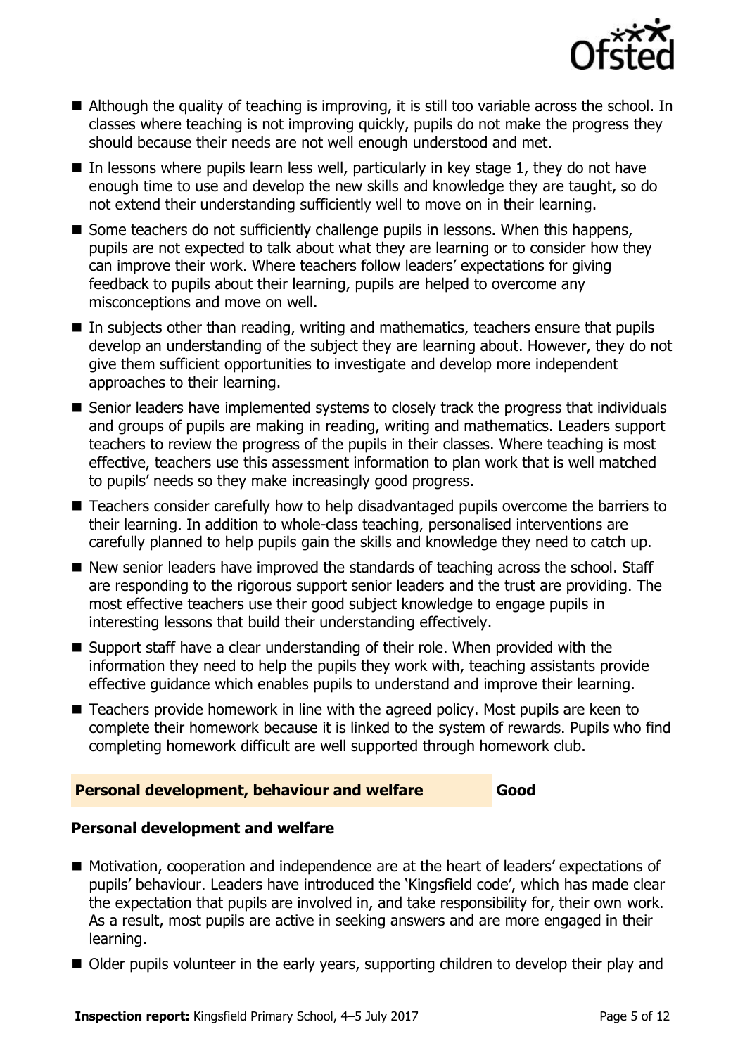- Although the quality of teaching is improving, it is still too variable across the school. In classes where teaching is not improving quickly, pupils do not make the progress they should because their needs are not well enough understood and met.
- In lessons where pupils learn less well, particularly in key stage 1, they do not have enough time to use and develop the new skills and knowledge they are taught, so do not extend their understanding sufficiently well to move on in their learning.
- Some teachers do not sufficiently challenge pupils in lessons. When this happens, pupils are not expected to talk about what they are learning or to consider how they can improve their work. Where teachers follow leaders' expectations for giving feedback to pupils about their learning, pupils are helped to overcome any misconceptions and move on well.
- In subjects other than reading, writing and mathematics, teachers ensure that pupils develop an understanding of the subject they are learning about. However, they do not give them sufficient opportunities to investigate and develop more independent approaches to their learning.
- Senior leaders have implemented systems to closely track the progress that individuals and groups of pupils are making in reading, writing and mathematics. Leaders support teachers to review the progress of the pupils in their classes. Where teaching is most effective, teachers use this assessment information to plan work that is well matched to pupils' needs so they make increasingly good progress.
- Teachers consider carefully how to help disadvantaged pupils overcome the barriers to their learning. In addition to whole-class teaching, personalised interventions are carefully planned to help pupils gain the skills and knowledge they need to catch up.
- New senior leaders have improved the standards of teaching across the school. Staff are responding to the rigorous support senior leaders and the trust are providing. The most effective teachers use their good subject knowledge to engage pupils in interesting lessons that build their understanding effectively.
- Support staff have a clear understanding of their role. When provided with the information they need to help the pupils they work with, teaching assistants provide effective guidance which enables pupils to understand and improve their learning.
- Teachers provide homework in line with the agreed policy. Most pupils are keen to complete their homework because it is linked to the system of rewards. Pupils who find completing homework difficult are well supported through homework club.

## Personal development, behaviour and welfare — Good

### Personal development and welfare

- Motivation, cooperation and independence are at the heart of leaders' expectations of pupils' behaviour. Leaders have introduced the 'Kingsfield code', which has made clear the expectation that pupils are involved in, and take responsibility for, their own work. As a result, most pupils are active in seeking answers and are more engaged in their learning.
- Older pupils volunteer in the early years, supporting children to develop their play and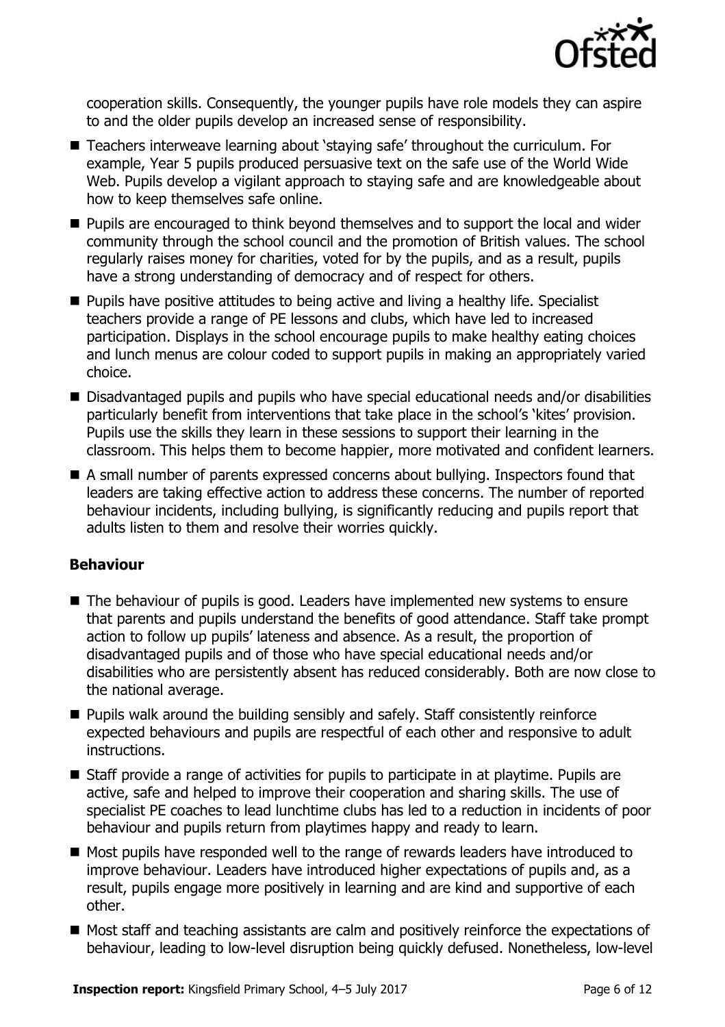cooperation skills. Consequently, the younger pupils have role models they can aspire to and the older pupils develop an increased sense of responsibility.

- Teachers interweave learning about 'staying safe' throughout the curriculum. For example, Year 5 pupils produced persuasive text on the safe use of the World Wide Web. Pupils develop a vigilant approach to staying safe and are knowledgeable about how to keep themselves safe online.
- Pupils are encouraged to think beyond themselves and to support the local and wider community through the school council and the promotion of British values. The school regularly raises money for charities, voted for by the pupils, and as a result, pupils have a strong understanding of democracy and of respect for others.
- Pupils have positive attitudes to being active and living a healthy life. Specialist teachers provide a range of PE lessons and clubs, which have led to increased participation. Displays in the school encourage pupils to make healthy eating choices and lunch menus are colour coded to support pupils in making an appropriately varied choice.
- Disadvantaged pupils and pupils who have special educational needs and/or disabilities particularly benefit from interventions that take place in the school's 'kites' provision. Pupils use the skills they learn in these sessions to support their learning in the classroom. This helps them to become happier, more motivated and confident learners.
- A small number of parents expressed concerns about bullying. Inspectors found that leaders are taking effective action to address these concerns. The number of reported behaviour incidents, including bullying, is significantly reducing and pupils report that adults listen to them and resolve their worries quickly.

### Behaviour

- The behaviour of pupils is good. Leaders have implemented new systems to ensure that parents and pupils understand the benefits of good attendance. Staff take prompt action to follow up pupils' lateness and absence. As a result, the proportion of disadvantaged pupils and of those who have special educational needs and/or disabilities who are persistently absent has reduced considerably. Both are now close to the national average.
- Pupils walk around the building sensibly and safely. Staff consistently reinforce expected behaviours and pupils are respectful of each other and responsive to adult instructions.
- Staff provide a range of activities for pupils to participate in at playtime. Pupils are active, safe and helped to improve their cooperation and sharing skills. The use of specialist PE coaches to lead lunchtime clubs has led to a reduction in incidents of poor behaviour and pupils return from playtimes happy and ready to learn.
- Most pupils have responded well to the range of rewards leaders have introduced to improve behaviour. Leaders have introduced higher expectations of pupils and, as a result, pupils engage more positively in learning and are kind and supportive of each other.
- Most staff and teaching assistants are calm and positively reinforce the expectations of behaviour, leading to low-level disruption being quickly defused. Nonetheless, low-level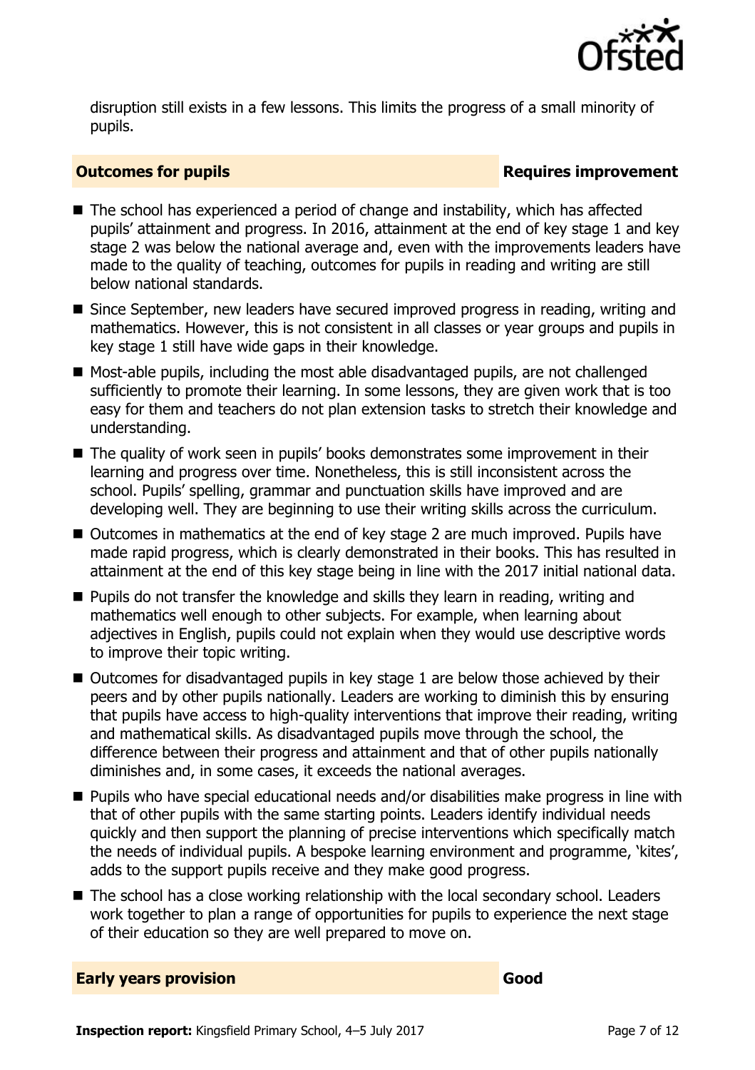disruption still exists in a few lessons. This limits the progress of a small minority of pupils.

## Outcomes for pupils — Requires improvement

- The school has experienced a period of change and instability, which has affected pupils' attainment and progress. In 2016, attainment at the end of key stage 1 and key stage 2 was below the national average and, even with the improvements leaders have made to the quality of teaching, outcomes for pupils in reading and writing are still below national standards.
- Since September, new leaders have secured improved progress in reading, writing and mathematics. However, this is not consistent in all classes or year groups and pupils in key stage 1 still have wide gaps in their knowledge.
- Most-able pupils, including the most able disadvantaged pupils, are not challenged sufficiently to promote their learning. In some lessons, they are given work that is too easy for them and teachers do not plan extension tasks to stretch their knowledge and understanding.
- The quality of work seen in pupils' books demonstrates some improvement in their learning and progress over time. Nonetheless, this is still inconsistent across the school. Pupils' spelling, grammar and punctuation skills have improved and are developing well. They are beginning to use their writing skills across the curriculum.
- Outcomes in mathematics at the end of key stage 2 are much improved. Pupils have made rapid progress, which is clearly demonstrated in their books. This has resulted in attainment at the end of this key stage being in line with the 2017 initial national data.
- Pupils do not transfer the knowledge and skills they learn in reading, writing and mathematics well enough to other subjects. For example, when learning about adjectives in English, pupils could not explain when they would use descriptive words to improve their topic writing.
- Outcomes for disadvantaged pupils in key stage 1 are below those achieved by their peers and by other pupils nationally. Leaders are working to diminish this by ensuring that pupils have access to high-quality interventions that improve their reading, writing and mathematical skills. As disadvantaged pupils move through the school, the difference between their progress and attainment and that of other pupils nationally diminishes and, in some cases, it exceeds the national averages.
- Pupils who have special educational needs and/or disabilities make progress in line with that of other pupils with the same starting points. Leaders identify individual needs quickly and then support the planning of precise interventions which specifically match the needs of individual pupils. A bespoke learning environment and programme, 'kites', adds to the support pupils receive and they make good progress.
- The school has a close working relationship with the local secondary school. Leaders work together to plan a range of opportunities for pupils to experience the next stage of their education so they are well prepared to move on.

## Early years provision — Good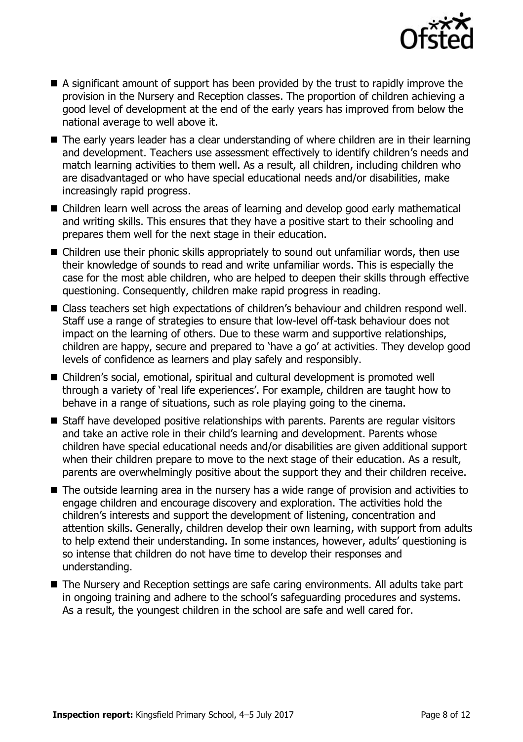- A significant amount of support has been provided by the trust to rapidly improve the provision in the Nursery and Reception classes. The proportion of children achieving a good level of development at the end of the early years has improved from below the national average to well above it.
- The early years leader has a clear understanding of where children are in their learning and development. Teachers use assessment effectively to identify children's needs and match learning activities to them well. As a result, all children, including children who are disadvantaged or who have special educational needs and/or disabilities, make increasingly rapid progress.
- Children learn well across the areas of learning and develop good early mathematical and writing skills. This ensures that they have a positive start to their schooling and prepares them well for the next stage in their education.
- Children use their phonic skills appropriately to sound out unfamiliar words, then use their knowledge of sounds to read and write unfamiliar words. This is especially the case for the most able children, who are helped to deepen their skills through effective questioning. Consequently, children make rapid progress in reading.
- Class teachers set high expectations of children's behaviour and children respond well. Staff use a range of strategies to ensure that low-level off-task behaviour does not impact on the learning of others. Due to these warm and supportive relationships, children are happy, secure and prepared to 'have a go' at activities. They develop good levels of confidence as learners and play safely and responsibly.
- Children's social, emotional, spiritual and cultural development is promoted well through a variety of 'real life experiences'. For example, children are taught how to behave in a range of situations, such as role playing going to the cinema.
- Staff have developed positive relationships with parents. Parents are regular visitors and take an active role in their child's learning and development. Parents whose children have special educational needs and/or disabilities are given additional support when their children prepare to move to the next stage of their education. As a result, parents are overwhelmingly positive about the support they and their children receive.
- The outside learning area in the nursery has a wide range of provision and activities to engage children and encourage discovery and exploration. The activities hold the children's interests and support the development of listening, concentration and attention skills. Generally, children develop their own learning, with support from adults to help extend their understanding. In some instances, however, adults' questioning is so intense that children do not have time to develop their responses and understanding.
- The Nursery and Reception settings are safe caring environments. All adults take part in ongoing training and adhere to the school's safeguarding procedures and systems. As a result, the youngest children in the school are safe and well cared for.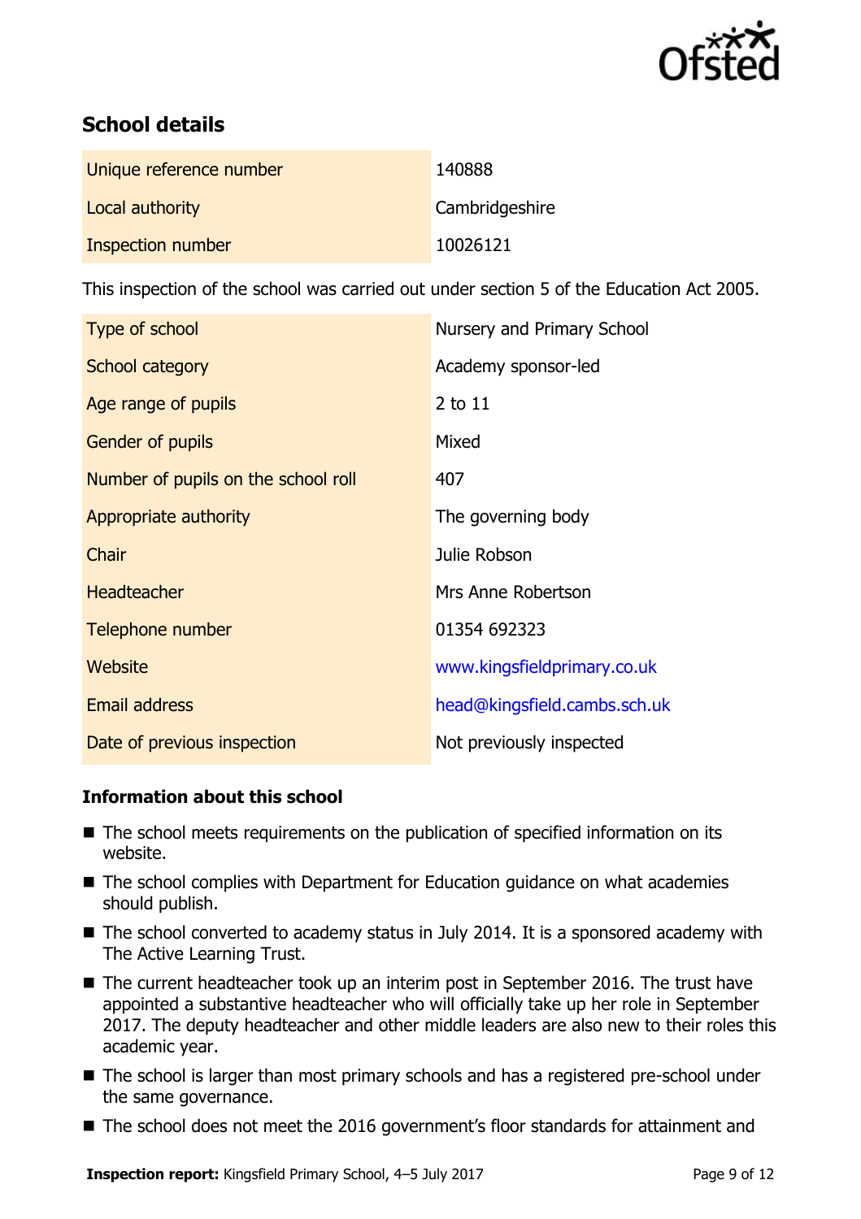## School details

| | |
|---|---|
| Unique reference number | 140888 |
| Local authority | Cambridgeshire |
| Inspection number | 10026121 |

This inspection of the school was carried out under section 5 of the Education Act 2005.

| | |
|---|---|
| Type of school | Nursery and Primary School |
| School category | Academy sponsor-led |
| Age range of pupils | 2 to 11 |
| Gender of pupils | Mixed |
| Number of pupils on the school roll | 407 |
| Appropriate authority | The governing body |
| Chair | Julie Robson |
| Headteacher | Mrs Anne Robertson |
| Telephone number | 01354 692323 |
| Website | www.kingsfieldprimary.co.uk |
| Email address | head@kingsfield.cambs.sch.uk |
| Date of previous inspection | Not previously inspected |

### Information about this school

- The school meets requirements on the publication of specified information on its website.
- The school complies with Department for Education guidance on what academies should publish.
- The school converted to academy status in July 2014. It is a sponsored academy with The Active Learning Trust.
- The current headteacher took up an interim post in September 2016. The trust have appointed a substantive headteacher who will officially take up her role in September 2017. The deputy headteacher and other middle leaders are also new to their roles this academic year.
- The school is larger than most primary schools and has a registered pre-school under the same governance.
- The school does not meet the 2016 government's floor standards for attainment and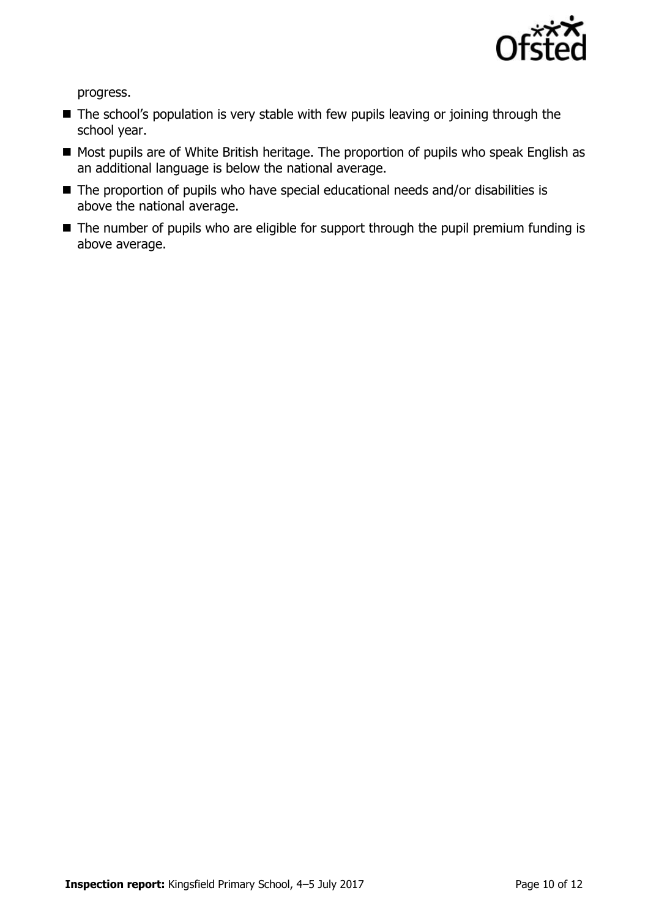progress.

- The school's population is very stable with few pupils leaving or joining through the school year.
- Most pupils are of White British heritage. The proportion of pupils who speak English as an additional language is below the national average.
- The proportion of pupils who have special educational needs and/or disabilities is above the national average.
- The number of pupils who are eligible for support through the pupil premium funding is above average.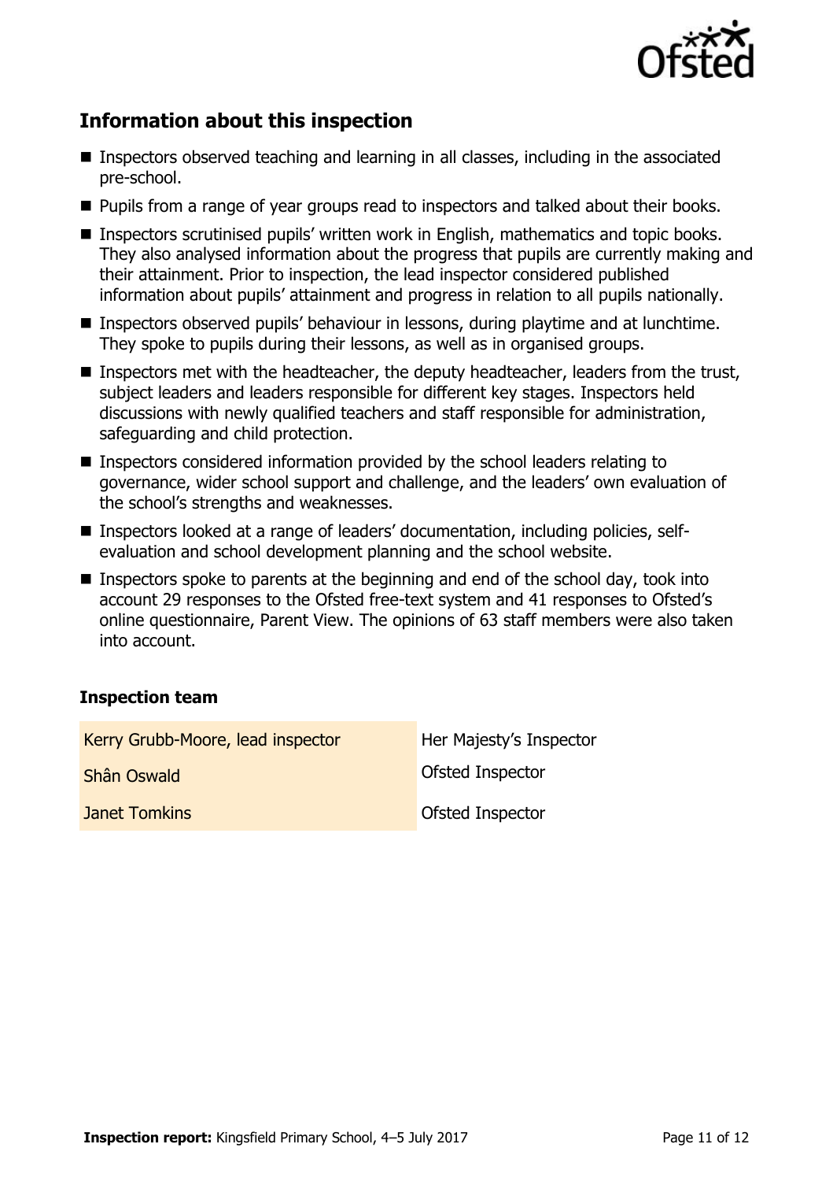## Information about this inspection

- Inspectors observed teaching and learning in all classes, including in the associated pre-school.
- Pupils from a range of year groups read to inspectors and talked about their books.
- Inspectors scrutinised pupils' written work in English, mathematics and topic books. They also analysed information about the progress that pupils are currently making and their attainment. Prior to inspection, the lead inspector considered published information about pupils' attainment and progress in relation to all pupils nationally.
- Inspectors observed pupils' behaviour in lessons, during playtime and at lunchtime. They spoke to pupils during their lessons, as well as in organised groups.
- Inspectors met with the headteacher, the deputy headteacher, leaders from the trust, subject leaders and leaders responsible for different key stages. Inspectors held discussions with newly qualified teachers and staff responsible for administration, safeguarding and child protection.
- Inspectors considered information provided by the school leaders relating to governance, wider school support and challenge, and the leaders' own evaluation of the school's strengths and weaknesses.
- Inspectors looked at a range of leaders' documentation, including policies, self-evaluation and school development planning and the school website.
- Inspectors spoke to parents at the beginning and end of the school day, took into account 29 responses to the Ofsted free-text system and 41 responses to Ofsted's online questionnaire, Parent View. The opinions of 63 staff members were also taken into account.

### Inspection team

| | |
|---|---|
| Kerry Grubb-Moore, lead inspector | Her Majesty's Inspector |
| Shân Oswald | Ofsted Inspector |
| Janet Tomkins | Ofsted Inspector |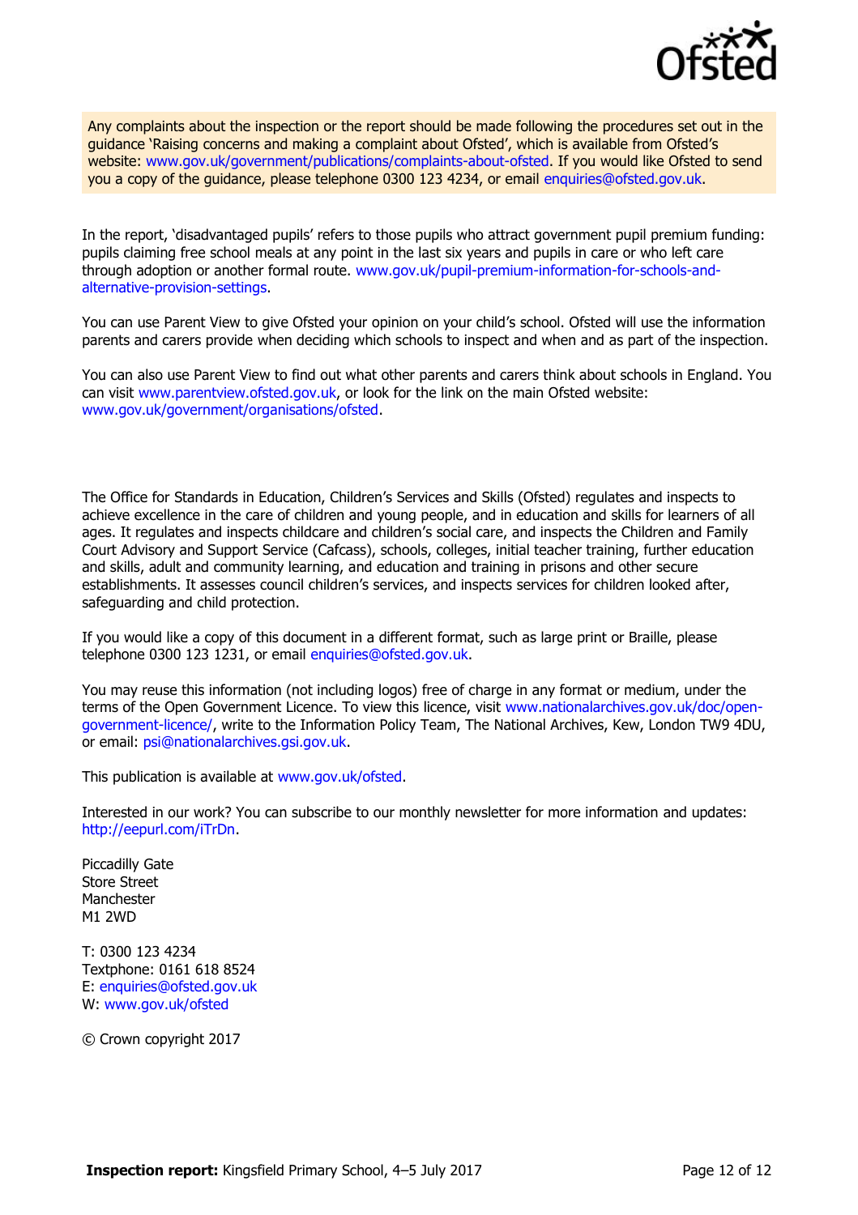Any complaints about the inspection or the report should be made following the procedures set out in the guidance 'Raising concerns and making a complaint about Ofsted', which is available from Ofsted's website: www.gov.uk/government/publications/complaints-about-ofsted. If you would like Ofsted to send you a copy of the guidance, please telephone 0300 123 4234, or email enquiries@ofsted.gov.uk.

In the report, 'disadvantaged pupils' refers to those pupils who attract government pupil premium funding: pupils claiming free school meals at any point in the last six years and pupils in care or who left care through adoption or another formal route. www.gov.uk/pupil-premium-information-for-schools-and-alternative-provision-settings.

You can use Parent View to give Ofsted your opinion on your child's school. Ofsted will use the information parents and carers provide when deciding which schools to inspect and when and as part of the inspection.

You can also use Parent View to find out what other parents and carers think about schools in England. You can visit www.parentview.ofsted.gov.uk, or look for the link on the main Ofsted website: www.gov.uk/government/organisations/ofsted.

The Office for Standards in Education, Children's Services and Skills (Ofsted) regulates and inspects to achieve excellence in the care of children and young people, and in education and skills for learners of all ages. It regulates and inspects childcare and children's social care, and inspects the Children and Family Court Advisory and Support Service (Cafcass), schools, colleges, initial teacher training, further education and skills, adult and community learning, and education and training in prisons and other secure establishments. It assesses council children's services, and inspects services for children looked after, safeguarding and child protection.

If you would like a copy of this document in a different format, such as large print or Braille, please telephone 0300 123 1231, or email enquiries@ofsted.gov.uk.

You may reuse this information (not including logos) free of charge in any format or medium, under the terms of the Open Government Licence. To view this licence, visit www.nationalarchives.gov.uk/doc/open-government-licence/, write to the Information Policy Team, The National Archives, Kew, London TW9 4DU, or email: psi@nationalarchives.gsi.gov.uk.

This publication is available at www.gov.uk/ofsted.

Interested in our work? You can subscribe to our monthly newsletter for more information and updates: http://eepurl.com/iTrDn.

Piccadilly Gate
Store Street
Manchester
M1 2WD

T: 0300 123 4234
Textphone: 0161 618 8524
E: enquiries@ofsted.gov.uk
W: www.gov.uk/ofsted

© Crown copyright 2017